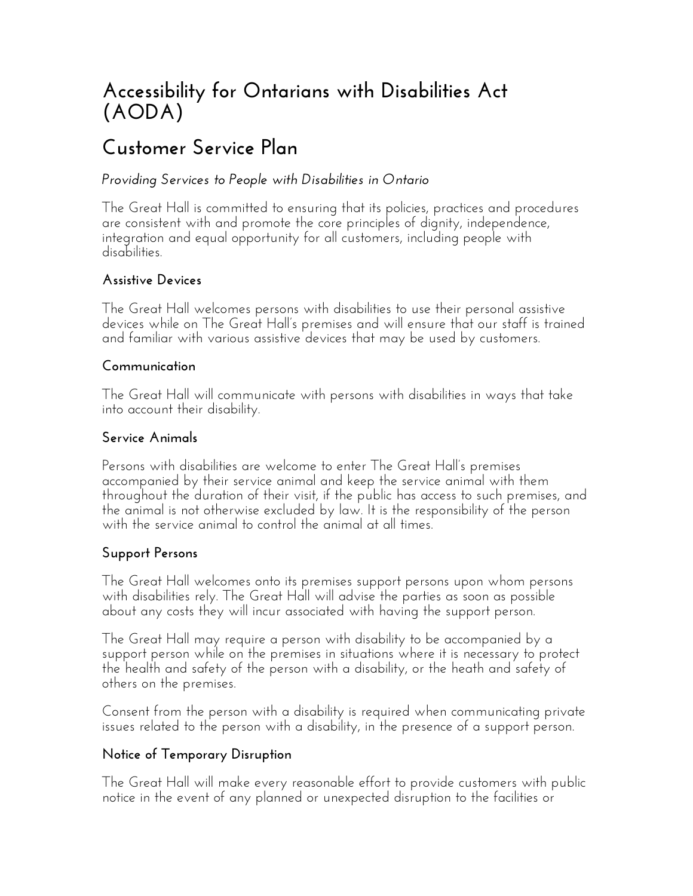# Accessibility for Ontarians with Disabilities Act (AODA)

## Customer Service Plan

*Providing Services to People with Disabilities in Ontario*

The Great Hall is committed to ensuring that its policies, practices and procedures are consistent with and promote the core principles of dignity, independence, integration and equal opportunity for all customers, including people with disabilities.

### Assistive Devices

The Great Hall welcomes persons with disabilities to use their personal assistive devices while on The Great Hall's premises and will ensure that our staff is trained and familiar with various assistive devices that may be used by customers.

### Communication

The Great Hall will communicate with persons with disabilities in ways that take into account their disability.

### Service Animals

Persons with disabilities are welcome to enter The Great Hall's premises accompanied by their service animal and keep the service animal with them throughout the duration of their visit, if the public has access to such premises, and the animal is not otherwise excluded by law. It is the responsibility of the person with the service animal to control the animal at all times.

### Support Persons

The Great Hall welcomes onto its premises support persons upon whom persons with disabilities rely. The Great Hall will advise the parties as soon as possible about any costs they will incur associated with having the support person.

The Great Hall may require a person with disability to be accompanied by a support person while on the premises in situations where it is necessary to protect the health and safety of the person with a disability, or the heath and safety of others on the premises.

Consent from the person with a disability is required when communicating private issues related to the person with a disability, in the presence of a support person.

### Notice of Temporary Disruption

The Great Hall will make every reasonable effort to provide customers with public notice in the event of any planned or unexpected disruption to the facilities or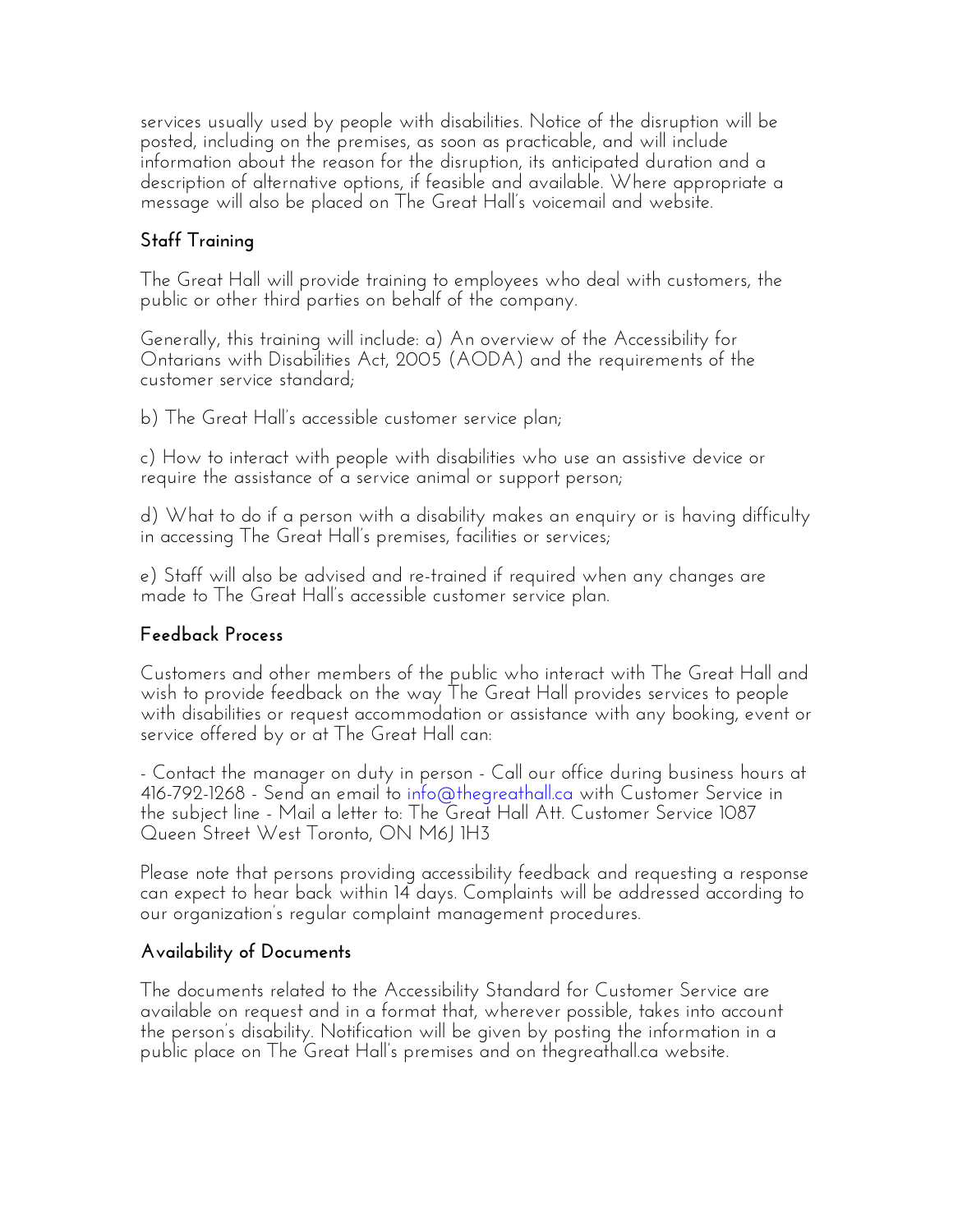services usually used by people with disabilities. Notice of the disruption will be posted, including on the premises, as soon as practicable, and will include information about the reason for the disruption, its anticipated duration and a description of alternative options, if feasible and available. Where appropriate a message will also be placed on The Great Hall's voicemail and website.

### Staff Training

The Great Hall will provide training to employees who deal with customers, the public or other third parties on behalf of the company.

Generally, this training will include: a) An overview of the Accessibility for Ontarians with Disabilities Act, 2005 (AODA) and the requirements of the customer service standard;

b) The Great Hall's accessible customer service plan;

c) How to interact with people with disabilities who use an assistive device or require the assistance of a service animal or support person;

d) What to do if a person with a disability makes an enquiry or is having difficulty in accessing The Great Hall's premises, facilities or services;

e) Staff will also be advised and re-trained if required when any changes are made to The Great Hall's accessible customer service plan.

### Feedback Process

Customers and other members of the public who interact with The Great Hall and wish to provide feedback on the way The Great Hall provides services to people with disabilities or request accommodation or assistance with any booking, event or service offered by or at The Great Hall can:

- Contact the manager on duty in person - Call our office during business hours at 416-792-1268 - Send an email to info@thegreathall.ca with Customer Service in the subject line - Mail a letter to: The Great Hall Att. Customer Service 1087 Queen Street West Toronto, ON M6J 1H3

Please note that persons providing accessibility feedback and requesting a response can expect to hear back within 14 days. Complaints will be addressed according to our organization's regular complaint management procedures.

### Availability of Documents

The documents related to the Accessibility Standard for Customer Service are available on request and in a format that, wherever possible, takes into account the person's disability. Notification will be given by posting the information in a public place on The Great Hall's premises and on thegreathall.ca website.